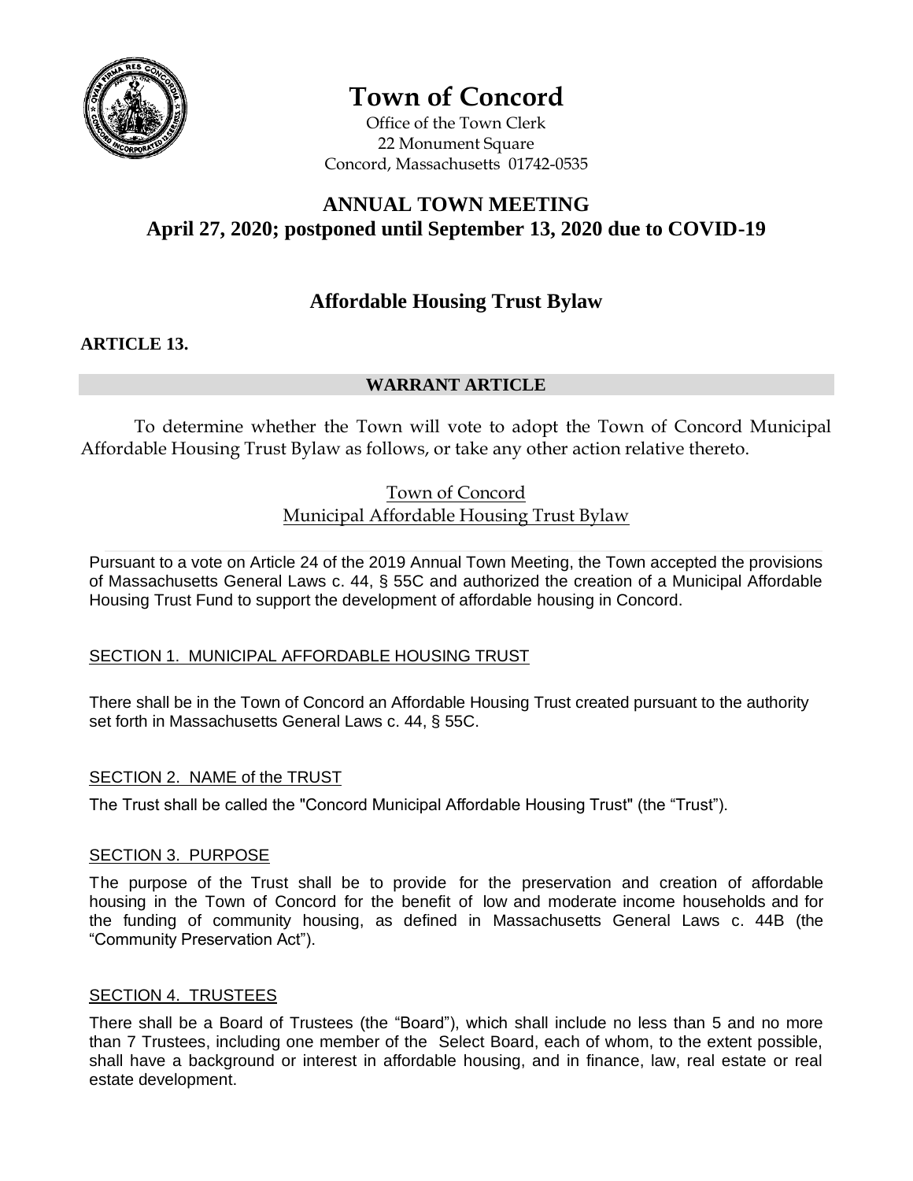# Town of Concord

Office of the Town Clerk
22 Monument Square
Concord, Massachusetts 01742-0535

## ANNUAL TOWN MEETING
## April 27, 2020; postponed until September 13, 2020 due to COVID-19

## Affordable Housing Trust Bylaw

**ARTICLE 13.**

**WARRANT ARTICLE**

To determine whether the Town will vote to adopt the Town of Concord Municipal Affordable Housing Trust Bylaw as follows, or take any other action relative thereto.

Town of Concord
Municipal Affordable Housing Trust Bylaw

Pursuant to a vote on Article 24 of the 2019 Annual Town Meeting, the Town accepted the provisions of Massachusetts General Laws c. 44, § 55C and authorized the creation of a Municipal Affordable Housing Trust Fund to support the development of affordable housing in Concord.

SECTION 1. MUNICIPAL AFFORDABLE HOUSING TRUST

There shall be in the Town of Concord an Affordable Housing Trust created pursuant to the authority set forth in Massachusetts General Laws c. 44, § 55C.

SECTION 2. NAME of the TRUST

The Trust shall be called the "Concord Municipal Affordable Housing Trust" (the "Trust").

SECTION 3. PURPOSE

The purpose of the Trust shall be to provide for the preservation and creation of affordable housing in the Town of Concord for the benefit of low and moderate income households and for the funding of community housing, as defined in Massachusetts General Laws c. 44B (the "Community Preservation Act").

SECTION 4. TRUSTEES

There shall be a Board of Trustees (the "Board"), which shall include no less than 5 and no more than 7 Trustees, including one member of the Select Board, each of whom, to the extent possible, shall have a background or interest in affordable housing, and in finance, law, real estate or real estate development.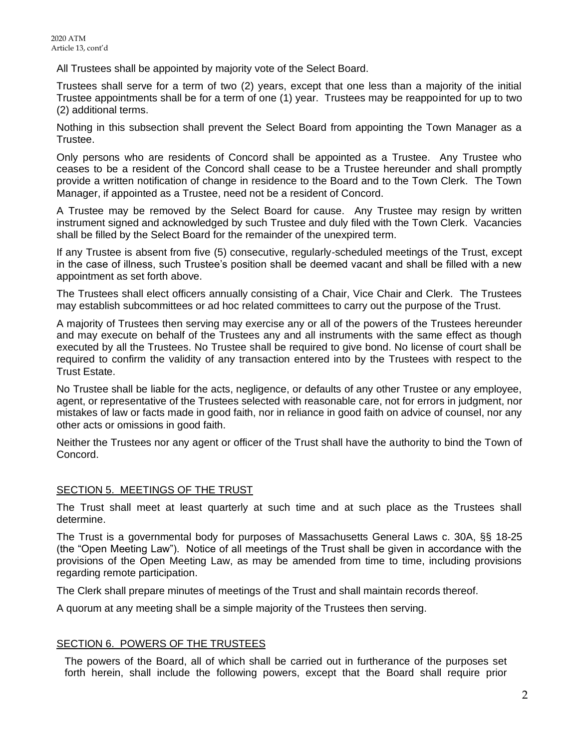All Trustees shall be appointed by majority vote of the Select Board.

Trustees shall serve for a term of two (2) years, except that one less than a majority of the initial Trustee appointments shall be for a term of one (1) year. Trustees may be reappointed for up to two (2) additional terms.

Nothing in this subsection shall prevent the Select Board from appointing the Town Manager as a Trustee.

Only persons who are residents of Concord shall be appointed as a Trustee. Any Trustee who ceases to be a resident of the Concord shall cease to be a Trustee hereunder and shall promptly provide a written notification of change in residence to the Board and to the Town Clerk. The Town Manager, if appointed as a Trustee, need not be a resident of Concord.

A Trustee may be removed by the Select Board for cause. Any Trustee may resign by written instrument signed and acknowledged by such Trustee and duly filed with the Town Clerk. Vacancies shall be filled by the Select Board for the remainder of the unexpired term.

If any Trustee is absent from five (5) consecutive, regularly-scheduled meetings of the Trust, except in the case of illness, such Trustee's position shall be deemed vacant and shall be filled with a new appointment as set forth above.

The Trustees shall elect officers annually consisting of a Chair, Vice Chair and Clerk. The Trustees may establish subcommittees or ad hoc related committees to carry out the purpose of the Trust.

A majority of Trustees then serving may exercise any or all of the powers of the Trustees hereunder and may execute on behalf of the Trustees any and all instruments with the same effect as though executed by all the Trustees. No Trustee shall be required to give bond. No license of court shall be required to confirm the validity of any transaction entered into by the Trustees with respect to the Trust Estate.

No Trustee shall be liable for the acts, negligence, or defaults of any other Trustee or any employee, agent, or representative of the Trustees selected with reasonable care, not for errors in judgment, nor mistakes of law or facts made in good faith, nor in reliance in good faith on advice of counsel, nor any other acts or omissions in good faith.

Neither the Trustees nor any agent or officer of the Trust shall have the authority to bind the Town of Concord.

## SECTION 5. MEETINGS OF THE TRUST

The Trust shall meet at least quarterly at such time and at such place as the Trustees shall determine.

The Trust is a governmental body for purposes of Massachusetts General Laws c. 30A, §§ 18-25 (the "Open Meeting Law"). Notice of all meetings of the Trust shall be given in accordance with the provisions of the Open Meeting Law, as may be amended from time to time, including provisions regarding remote participation.

The Clerk shall prepare minutes of meetings of the Trust and shall maintain records thereof.

A quorum at any meeting shall be a simple majority of the Trustees then serving.

## SECTION 6. POWERS OF THE TRUSTEES

The powers of the Board, all of which shall be carried out in furtherance of the purposes set forth herein, shall include the following powers, except that the Board shall require prior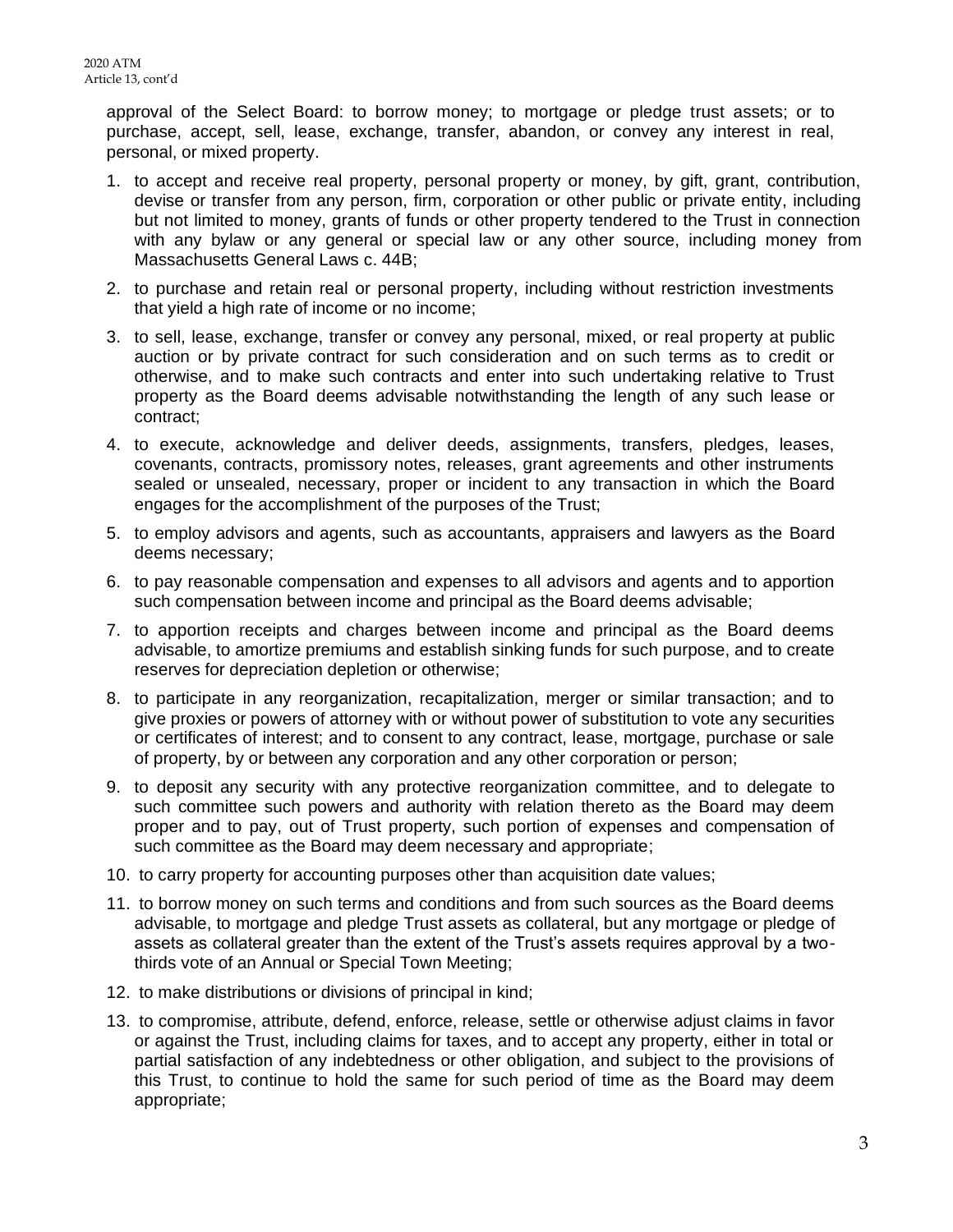approval of the Select Board: to borrow money; to mortgage or pledge trust assets; or to purchase, accept, sell, lease, exchange, transfer, abandon, or convey any interest in real, personal, or mixed property.

1. to accept and receive real property, personal property or money, by gift, grant, contribution, devise or transfer from any person, firm, corporation or other public or private entity, including but not limited to money, grants of funds or other property tendered to the Trust in connection with any bylaw or any general or special law or any other source, including money from Massachusetts General Laws c. 44B;
2. to purchase and retain real or personal property, including without restriction investments that yield a high rate of income or no income;
3. to sell, lease, exchange, transfer or convey any personal, mixed, or real property at public auction or by private contract for such consideration and on such terms as to credit or otherwise, and to make such contracts and enter into such undertaking relative to Trust property as the Board deems advisable notwithstanding the length of any such lease or contract;
4. to execute, acknowledge and deliver deeds, assignments, transfers, pledges, leases, covenants, contracts, promissory notes, releases, grant agreements and other instruments sealed or unsealed, necessary, proper or incident to any transaction in which the Board engages for the accomplishment of the purposes of the Trust;
5. to employ advisors and agents, such as accountants, appraisers and lawyers as the Board deems necessary;
6. to pay reasonable compensation and expenses to all advisors and agents and to apportion such compensation between income and principal as the Board deems advisable;
7. to apportion receipts and charges between income and principal as the Board deems advisable, to amortize premiums and establish sinking funds for such purpose, and to create reserves for depreciation depletion or otherwise;
8. to participate in any reorganization, recapitalization, merger or similar transaction; and to give proxies or powers of attorney with or without power of substitution to vote any securities or certificates of interest; and to consent to any contract, lease, mortgage, purchase or sale of property, by or between any corporation and any other corporation or person;
9. to deposit any security with any protective reorganization committee, and to delegate to such committee such powers and authority with relation thereto as the Board may deem proper and to pay, out of Trust property, such portion of expenses and compensation of such committee as the Board may deem necessary and appropriate;
10. to carry property for accounting purposes other than acquisition date values;
11. to borrow money on such terms and conditions and from such sources as the Board deems advisable, to mortgage and pledge Trust assets as collateral, but any mortgage or pledge of assets as collateral greater than the extent of the Trust's assets requires approval by a two-thirds vote of an Annual or Special Town Meeting;
12. to make distributions or divisions of principal in kind;
13. to compromise, attribute, defend, enforce, release, settle or otherwise adjust claims in favor or against the Trust, including claims for taxes, and to accept any property, either in total or partial satisfaction of any indebtedness or other obligation, and subject to the provisions of this Trust, to continue to hold the same for such period of time as the Board may deem appropriate;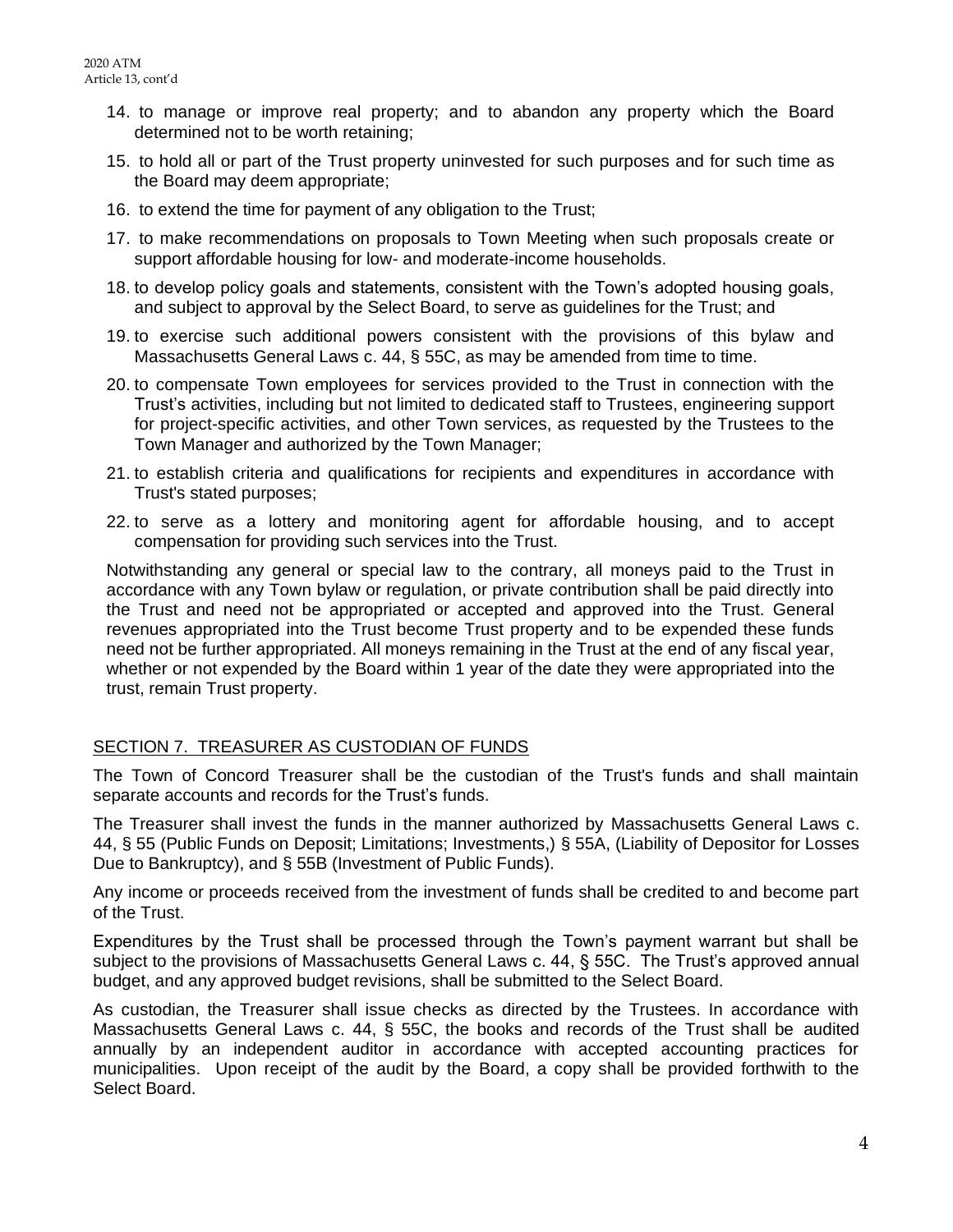14. to manage or improve real property; and to abandon any property which the Board determined not to be worth retaining;
15. to hold all or part of the Trust property uninvested for such purposes and for such time as the Board may deem appropriate;
16. to extend the time for payment of any obligation to the Trust;
17. to make recommendations on proposals to Town Meeting when such proposals create or support affordable housing for low- and moderate-income households.
18. to develop policy goals and statements, consistent with the Town's adopted housing goals, and subject to approval by the Select Board, to serve as guidelines for the Trust; and
19. to exercise such additional powers consistent with the provisions of this bylaw and Massachusetts General Laws c. 44, § 55C, as may be amended from time to time.
20. to compensate Town employees for services provided to the Trust in connection with the Trust's activities, including but not limited to dedicated staff to Trustees, engineering support for project-specific activities, and other Town services, as requested by the Trustees to the Town Manager and authorized by the Town Manager;
21. to establish criteria and qualifications for recipients and expenditures in accordance with Trust's stated purposes;
22. to serve as a lottery and monitoring agent for affordable housing, and to accept compensation for providing such services into the Trust.

Notwithstanding any general or special law to the contrary, all moneys paid to the Trust in accordance with any Town bylaw or regulation, or private contribution shall be paid directly into the Trust and need not be appropriated or accepted and approved into the Trust. General revenues appropriated into the Trust become Trust property and to be expended these funds need not be further appropriated. All moneys remaining in the Trust at the end of any fiscal year, whether or not expended by the Board within 1 year of the date they were appropriated into the trust, remain Trust property.

## SECTION 7. TREASURER AS CUSTODIAN OF FUNDS

The Town of Concord Treasurer shall be the custodian of the Trust's funds and shall maintain separate accounts and records for the Trust's funds.

The Treasurer shall invest the funds in the manner authorized by Massachusetts General Laws c. 44, § 55 (Public Funds on Deposit; Limitations; Investments,) § 55A, (Liability of Depositor for Losses Due to Bankruptcy), and § 55B (Investment of Public Funds).

Any income or proceeds received from the investment of funds shall be credited to and become part of the Trust.

Expenditures by the Trust shall be processed through the Town's payment warrant but shall be subject to the provisions of Massachusetts General Laws c. 44, § 55C. The Trust's approved annual budget, and any approved budget revisions, shall be submitted to the Select Board.

As custodian, the Treasurer shall issue checks as directed by the Trustees. In accordance with Massachusetts General Laws c. 44, § 55C, the books and records of the Trust shall be audited annually by an independent auditor in accordance with accepted accounting practices for municipalities. Upon receipt of the audit by the Board, a copy shall be provided forthwith to the Select Board.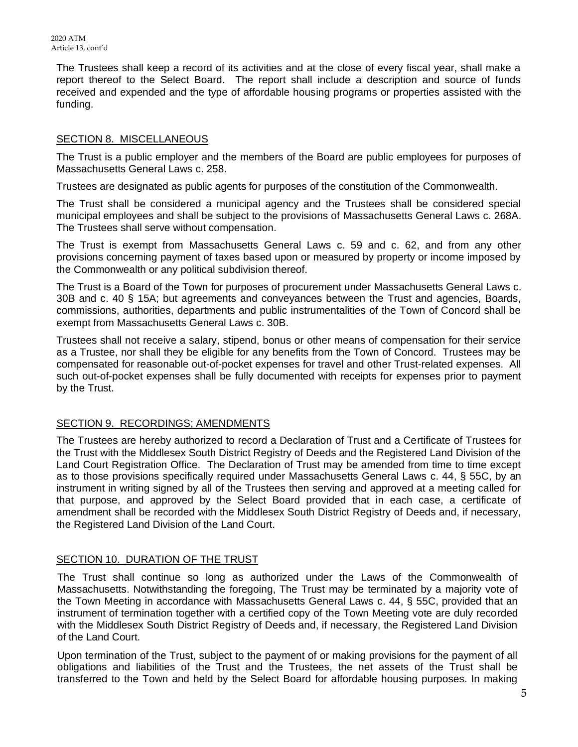The Trustees shall keep a record of its activities and at the close of every fiscal year, shall make a report thereof to the Select Board. The report shall include a description and source of funds received and expended and the type of affordable housing programs or properties assisted with the funding.

## SECTION 8. MISCELLANEOUS

The Trust is a public employer and the members of the Board are public employees for purposes of Massachusetts General Laws c. 258.

Trustees are designated as public agents for purposes of the constitution of the Commonwealth.

The Trust shall be considered a municipal agency and the Trustees shall be considered special municipal employees and shall be subject to the provisions of Massachusetts General Laws c. 268A. The Trustees shall serve without compensation.

The Trust is exempt from Massachusetts General Laws c. 59 and c. 62, and from any other provisions concerning payment of taxes based upon or measured by property or income imposed by the Commonwealth or any political subdivision thereof.

The Trust is a Board of the Town for purposes of procurement under Massachusetts General Laws c. 30B and c. 40 § 15A; but agreements and conveyances between the Trust and agencies, Boards, commissions, authorities, departments and public instrumentalities of the Town of Concord shall be exempt from Massachusetts General Laws c. 30B.

Trustees shall not receive a salary, stipend, bonus or other means of compensation for their service as a Trustee, nor shall they be eligible for any benefits from the Town of Concord. Trustees may be compensated for reasonable out-of-pocket expenses for travel and other Trust-related expenses. All such out-of-pocket expenses shall be fully documented with receipts for expenses prior to payment by the Trust.

## SECTION 9. RECORDINGS; AMENDMENTS

The Trustees are hereby authorized to record a Declaration of Trust and a Certificate of Trustees for the Trust with the Middlesex South District Registry of Deeds and the Registered Land Division of the Land Court Registration Office. The Declaration of Trust may be amended from time to time except as to those provisions specifically required under Massachusetts General Laws c. 44, § 55C, by an instrument in writing signed by all of the Trustees then serving and approved at a meeting called for that purpose, and approved by the Select Board provided that in each case, a certificate of amendment shall be recorded with the Middlesex South District Registry of Deeds and, if necessary, the Registered Land Division of the Land Court.

## SECTION 10. DURATION OF THE TRUST

The Trust shall continue so long as authorized under the Laws of the Commonwealth of Massachusetts. Notwithstanding the foregoing, The Trust may be terminated by a majority vote of the Town Meeting in accordance with Massachusetts General Laws c. 44, § 55C, provided that an instrument of termination together with a certified copy of the Town Meeting vote are duly recorded with the Middlesex South District Registry of Deeds and, if necessary, the Registered Land Division of the Land Court.

Upon termination of the Trust, subject to the payment of or making provisions for the payment of all obligations and liabilities of the Trust and the Trustees, the net assets of the Trust shall be transferred to the Town and held by the Select Board for affordable housing purposes. In making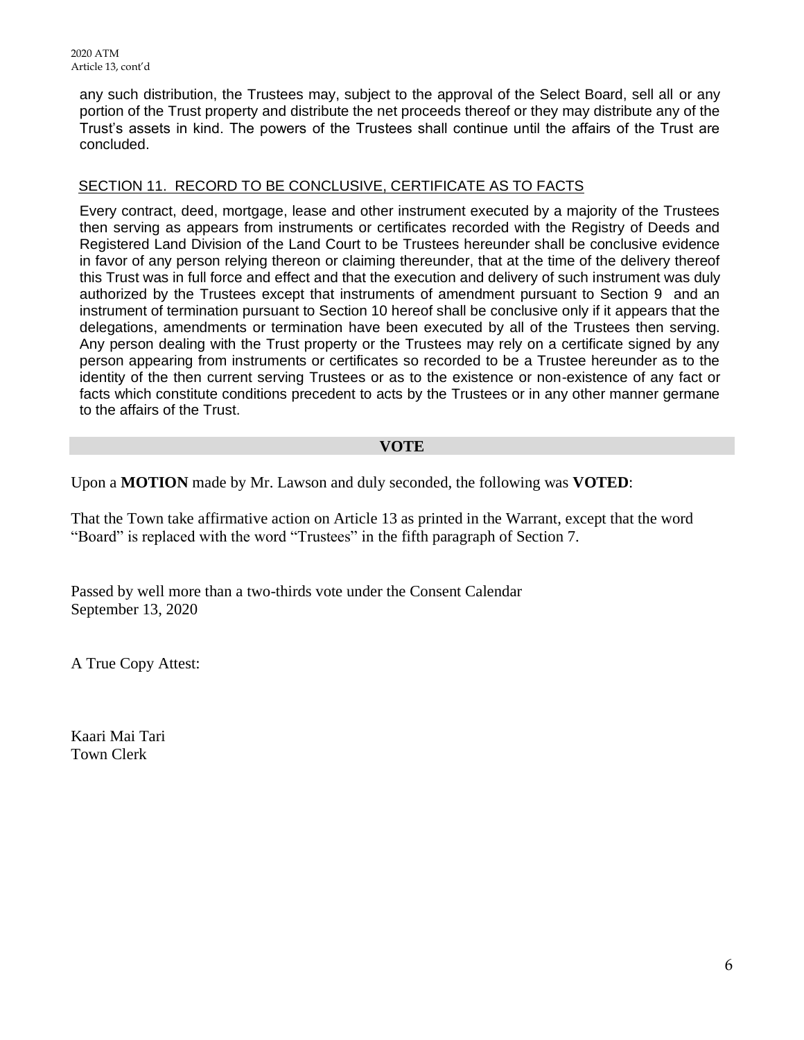any such distribution, the Trustees may, subject to the approval of the Select Board, sell all or any portion of the Trust property and distribute the net proceeds thereof or they may distribute any of the Trust's assets in kind. The powers of the Trustees shall continue until the affairs of the Trust are concluded.

## SECTION 11. RECORD TO BE CONCLUSIVE, CERTIFICATE AS TO FACTS

Every contract, deed, mortgage, lease and other instrument executed by a majority of the Trustees then serving as appears from instruments or certificates recorded with the Registry of Deeds and Registered Land Division of the Land Court to be Trustees hereunder shall be conclusive evidence in favor of any person relying thereon or claiming thereunder, that at the time of the delivery thereof this Trust was in full force and effect and that the execution and delivery of such instrument was duly authorized by the Trustees except that instruments of amendment pursuant to Section 9 and an instrument of termination pursuant to Section 10 hereof shall be conclusive only if it appears that the delegations, amendments or termination have been executed by all of the Trustees then serving. Any person dealing with the Trust property or the Trustees may rely on a certificate signed by any person appearing from instruments or certificates so recorded to be a Trustee hereunder as to the identity of the then current serving Trustees or as to the existence or non-existence of any fact or facts which constitute conditions precedent to acts by the Trustees or in any other manner germane to the affairs of the Trust.

## VOTE

Upon a **MOTION** made by Mr. Lawson and duly seconded, the following was **VOTED**:

That the Town take affirmative action on Article 13 as printed in the Warrant, except that the word "Board" is replaced with the word "Trustees" in the fifth paragraph of Section 7.

Passed by well more than a two-thirds vote under the Consent Calendar
September 13, 2020

A True Copy Attest:

Kaari Mai Tari
Town Clerk